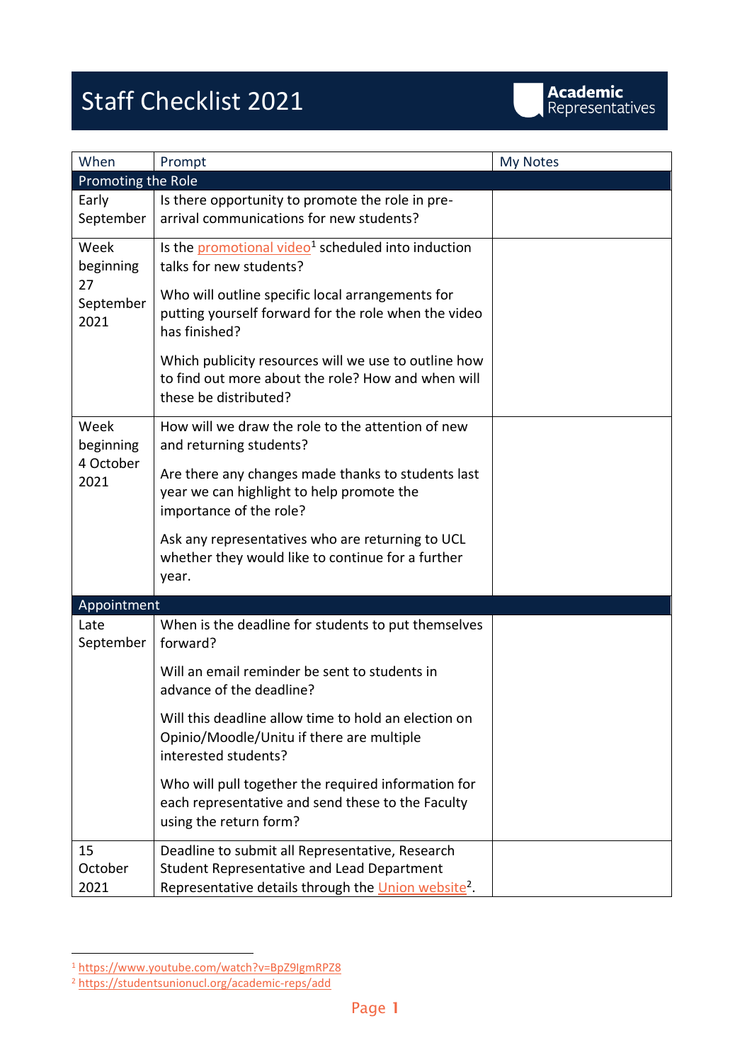# Staff Checklist 2021

Academic Representatives

| When | Prompt | My Notes |
|---|---|---|
| **Promoting the Role** | | |
| Early September | Is there opportunity to promote the role in pre-arrival communications for new students? | |
| Week beginning 27 September 2021 | Is the promotional video[1] scheduled into induction talks for new students?<br><br>Who will outline specific local arrangements for putting yourself forward for the role when the video has finished?<br><br>Which publicity resources will we use to outline how to find out more about the role? How and when will these be distributed? | |
| Week beginning 4 October 2021 | How will we draw the role to the attention of new and returning students?<br><br>Are there any changes made thanks to students last year we can highlight to help promote the importance of the role?<br><br>Ask any representatives who are returning to UCL whether they would like to continue for a further year. | |
| **Appointment** | | |
| Late September | When is the deadline for students to put themselves forward?<br><br>Will an email reminder be sent to students in advance of the deadline?<br><br>Will this deadline allow time to hold an election on Opinio/Moodle/Unitu if there are multiple interested students?<br><br>Who will pull together the required information for each representative and send these to the Faculty using the return form? | |
| 15 October 2021 | Deadline to submit all Representative, Research Student Representative and Lead Department Representative details through the Union website[2]. | |

[1] https://www.youtube.com/watch?v=BpZ9IgmRPZ8

[2] https://studentsunionucl.org/academic-reps/add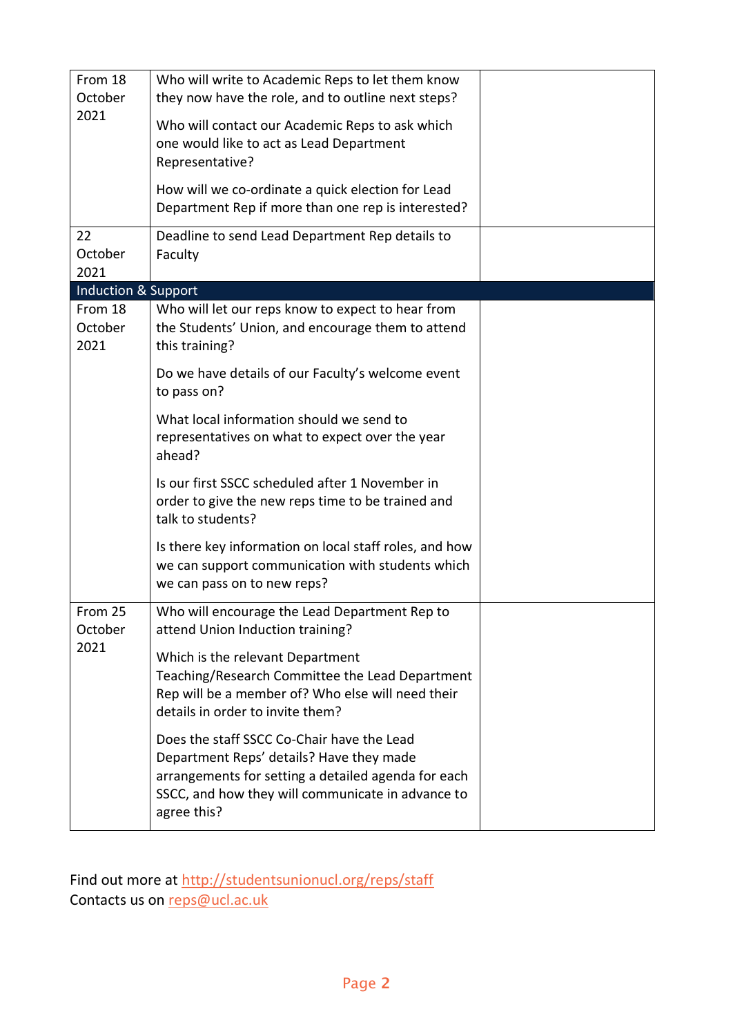| | | |
|---|---|---|
| From 18 October 2021 | Who will write to Academic Reps to let them know they now have the role, and to outline next steps?<br><br>Who will contact our Academic Reps to ask which one would like to act as Lead Department Representative?<br><br>How will we co-ordinate a quick election for Lead Department Rep if more than one rep is interested? | |
| 22 October 2021 | Deadline to send Lead Department Rep details to Faculty | |
| **Induction & Support** | | |
| From 18 October 2021 | Who will let our reps know to expect to hear from the Students' Union, and encourage them to attend this training?<br><br>Do we have details of our Faculty's welcome event to pass on?<br><br>What local information should we send to representatives on what to expect over the year ahead?<br><br>Is our first SSCC scheduled after 1 November in order to give the new reps time to be trained and talk to students?<br><br>Is there key information on local staff roles, and how we can support communication with students which we can pass on to new reps? | |
| From 25 October 2021 | Who will encourage the Lead Department Rep to attend Union Induction training?<br><br>Which is the relevant Department Teaching/Research Committee the Lead Department Rep will be a member of? Who else will need their details in order to invite them?<br><br>Does the staff SSCC Co-Chair have the Lead Department Reps' details? Have they made arrangements for setting a detailed agenda for each SSCC, and how they will communicate in advance to agree this? | |

Find out more at http://studentsunionucl.org/reps/staff
Contacts us on reps@ucl.ac.uk